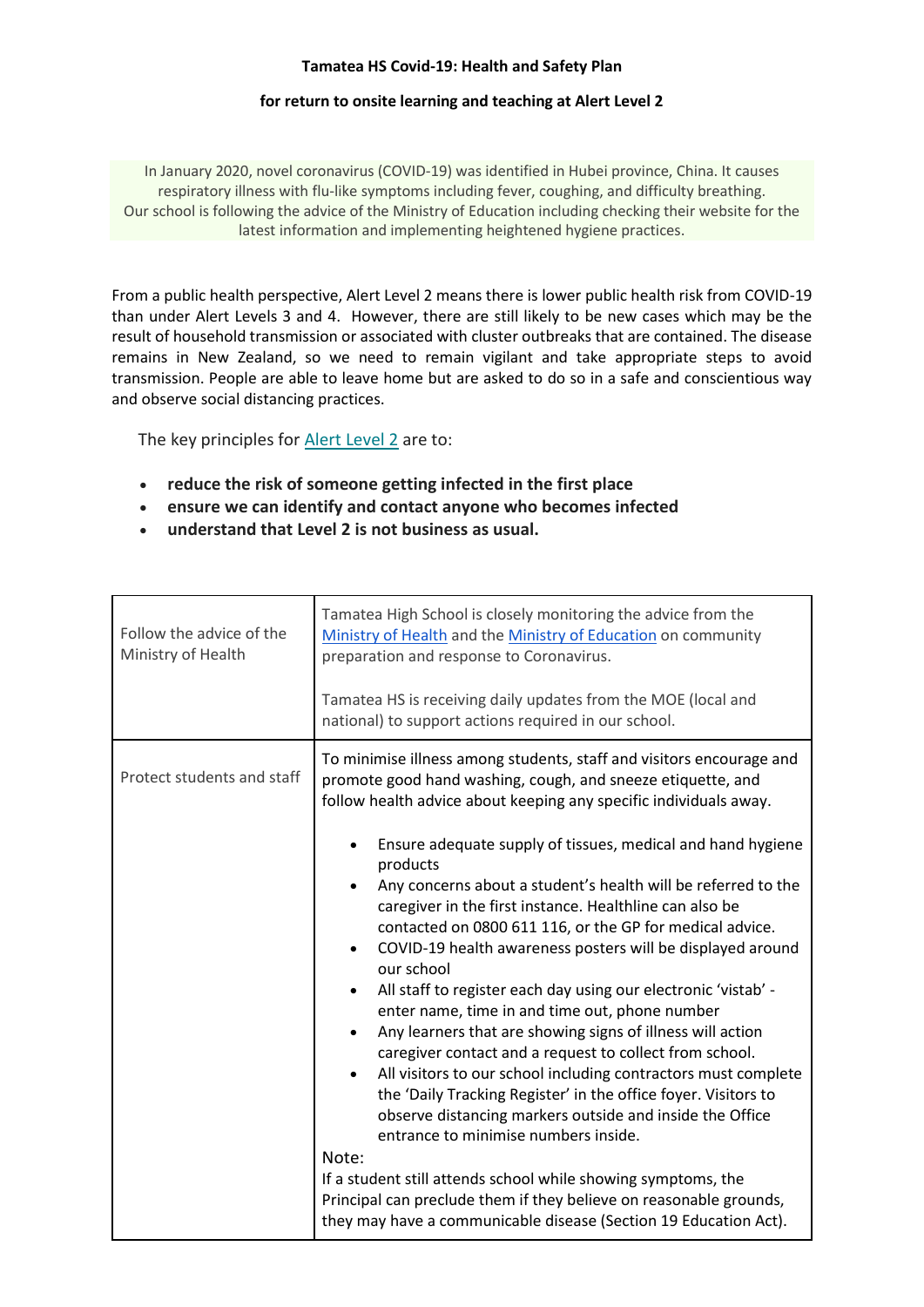**Tamatea HS Covid-19: Health and Safety Plan**

**for return to onsite learning and teaching at Alert Level 2**

In January 2020, novel coronavirus (COVID-19) was identified in Hubei province, China. It causes respiratory illness with flu-like symptoms including fever, coughing, and difficulty breathing. Our school is following the advice of the Ministry of Education including checking their website for the latest information and implementing heightened hygiene practices.

From a public health perspective, Alert Level 2 means there is lower public health risk from COVID-19 than under Alert Levels 3 and 4. However, there are still likely to be new cases which may be the result of household transmission or associated with cluster outbreaks that are contained. The disease remains in New Zealand, so we need to remain vigilant and take appropriate steps to avoid transmission. People are able to leave home but are asked to do so in a safe and conscientious way and observe social distancing practices.

The key principles for Alert Level 2 are to:

- **reduce the risk of someone getting infected in the first place**
- **ensure we can identify and contact anyone who becomes infected**
- **understand that Level 2 is not business as usual.**

| | |
|---|---|
| Follow the advice of the Ministry of Health | Tamatea High School is closely monitoring the advice from the Ministry of Health and the Ministry of Education on community preparation and response to Coronavirus.<br><br>Tamatea HS is receiving daily updates from the MOE (local and national) to support actions required in our school. |
| Protect students and staff | To minimise illness among students, staff and visitors encourage and promote good hand washing, cough, and sneeze etiquette, and follow health advice about keeping any specific individuals away.<br><br>• Ensure adequate supply of tissues, medical and hand hygiene products<br>• Any concerns about a student's health will be referred to the caregiver in the first instance. Healthline can also be contacted on 0800 611 116, or the GP for medical advice.<br>• COVID-19 health awareness posters will be displayed around our school<br>• All staff to register each day using our electronic 'vistab' - enter name, time in and time out, phone number<br>• Any learners that are showing signs of illness will action caregiver contact and a request to collect from school.<br>• All visitors to our school including contractors must complete the 'Daily Tracking Register' in the office foyer. Visitors to observe distancing markers outside and inside the Office entrance to minimise numbers inside.<br><br>Note:<br>If a student still attends school while showing symptoms, the Principal can preclude them if they believe on reasonable grounds, they may have a communicable disease (Section 19 Education Act). |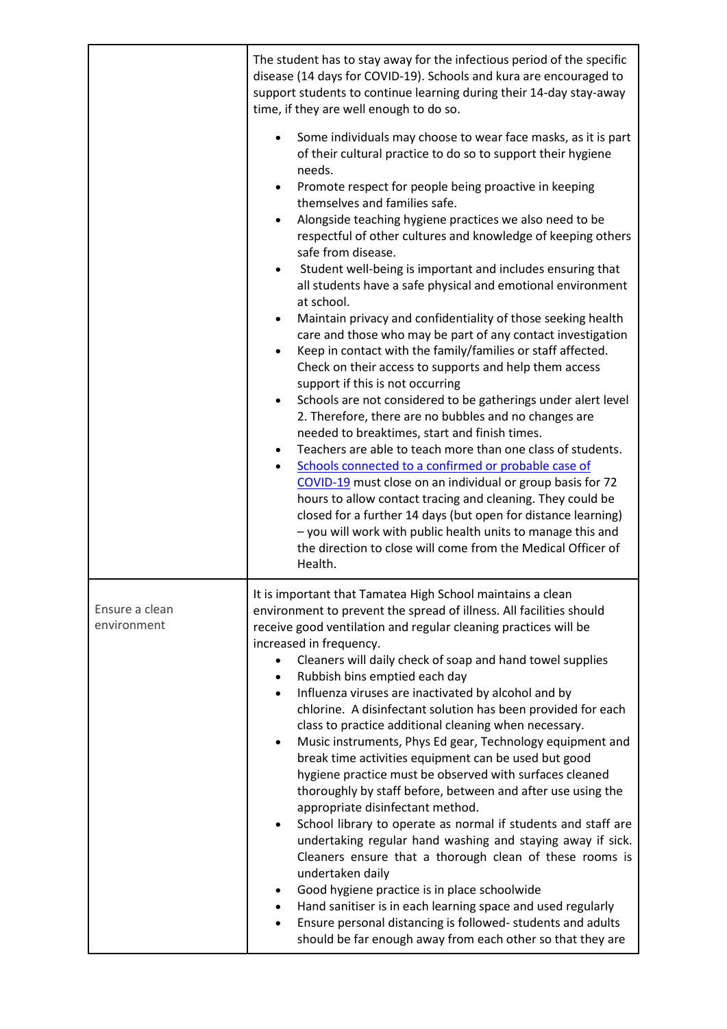| | |
|---|---|
| | The student has to stay away for the infectious period of the specific disease (14 days for COVID-19). Schools and kura are encouraged to support students to continue learning during their 14-day stay-away time, if they are well enough to do so.<br><br>• Some individuals may choose to wear face masks, as it is part of their cultural practice to do so to support their hygiene needs.<br>• Promote respect for people being proactive in keeping themselves and families safe.<br>• Alongside teaching hygiene practices we also need to be respectful of other cultures and knowledge of keeping others safe from disease.<br>• Student well-being is important and includes ensuring that all students have a safe physical and emotional environment at school.<br>• Maintain privacy and confidentiality of those seeking health care and those who may be part of any contact investigation<br>• Keep in contact with the family/families or staff affected. Check on their access to supports and help them access support if this is not occurring<br>• Schools are not considered to be gatherings under alert level 2. Therefore, there are no bubbles and no changes are needed to breaktimes, start and finish times.<br>• Teachers are able to teach more than one class of students.<br>• Schools connected to a confirmed or probable case of COVID-19 must close on an individual or group basis for 72 hours to allow contact tracing and cleaning. They could be closed for a further 14 days (but open for distance learning) – you will work with public health units to manage this and the direction to close will come from the Medical Officer of Health. |
| Ensure a clean environment | It is important that Tamatea High School maintains a clean environment to prevent the spread of illness. All facilities should receive good ventilation and regular cleaning practices will be increased in frequency.<br>• Cleaners will daily check of soap and hand towel supplies<br>• Rubbish bins emptied each day<br>• Influenza viruses are inactivated by alcohol and by chlorine. A disinfectant solution has been provided for each class to practice additional cleaning when necessary.<br>• Music instruments, Phys Ed gear, Technology equipment and break time activities equipment can be used but good hygiene practice must be observed with surfaces cleaned thoroughly by staff before, between and after use using the appropriate disinfectant method.<br>• School library to operate as normal if students and staff are undertaking regular hand washing and staying away if sick. Cleaners ensure that a thorough clean of these rooms is undertaken daily<br>• Good hygiene practice is in place schoolwide<br>• Hand sanitiser is in each learning space and used regularly<br>• Ensure personal distancing is followed- students and adults should be far enough away from each other so that they are |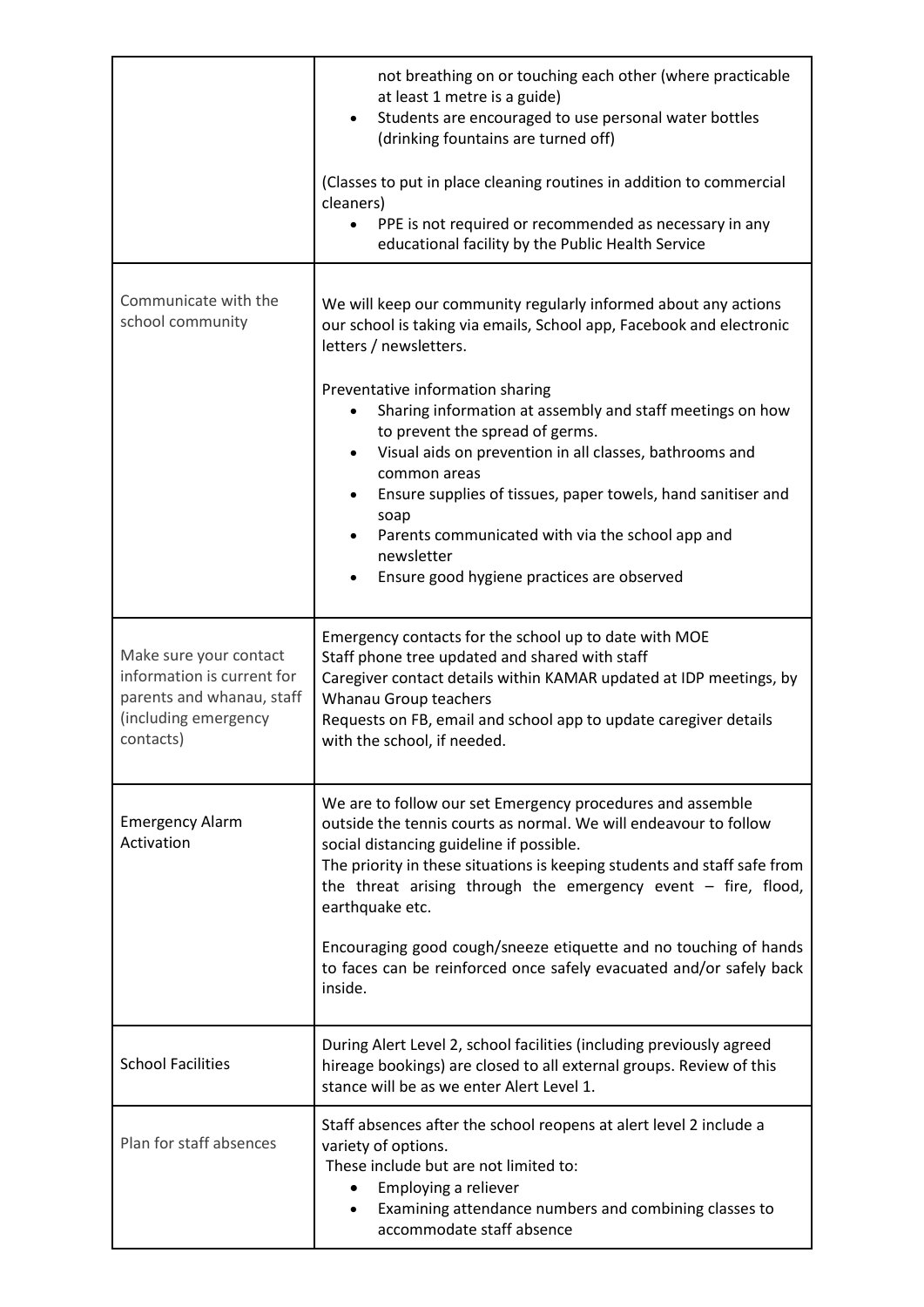| | |
|---|---|
| | not breathing on or touching each other (where practicable at least 1 metre is a guide)<br>• Students are encouraged to use personal water bottles (drinking fountains are turned off)<br><br>(Classes to put in place cleaning routines in addition to commercial cleaners)<br>• PPE is not required or recommended as necessary in any educational facility by the Public Health Service |
| Communicate with the school community | We will keep our community regularly informed about any actions our school is taking via emails, School app, Facebook and electronic letters / newsletters.<br><br>Preventative information sharing<br>• Sharing information at assembly and staff meetings on how to prevent the spread of germs.<br>• Visual aids on prevention in all classes, bathrooms and common areas<br>• Ensure supplies of tissues, paper towels, hand sanitiser and soap<br>• Parents communicated with via the school app and newsletter<br>• Ensure good hygiene practices are observed |
| Make sure your contact information is current for parents and whanau, staff (including emergency contacts) | Emergency contacts for the school up to date with MOE<br>Staff phone tree updated and shared with staff<br>Caregiver contact details within KAMAR updated at IDP meetings, by Whanau Group teachers<br>Requests on FB, email and school app to update caregiver details with the school, if needed. |
| Emergency Alarm Activation | We are to follow our set Emergency procedures and assemble outside the tennis courts as normal. We will endeavour to follow social distancing guideline if possible.<br>The priority in these situations is keeping students and staff safe from the threat arising through the emergency event – fire, flood, earthquake etc.<br><br>Encouraging good cough/sneeze etiquette and no touching of hands to faces can be reinforced once safely evacuated and/or safely back inside. |
| School Facilities | During Alert Level 2, school facilities (including previously agreed hireage bookings) are closed to all external groups. Review of this stance will be as we enter Alert Level 1. |
| Plan for staff absences | Staff absences after the school reopens at alert level 2 include a variety of options.<br>These include but are not limited to:<br>• Employing a reliever<br>• Examining attendance numbers and combining classes to accommodate staff absence |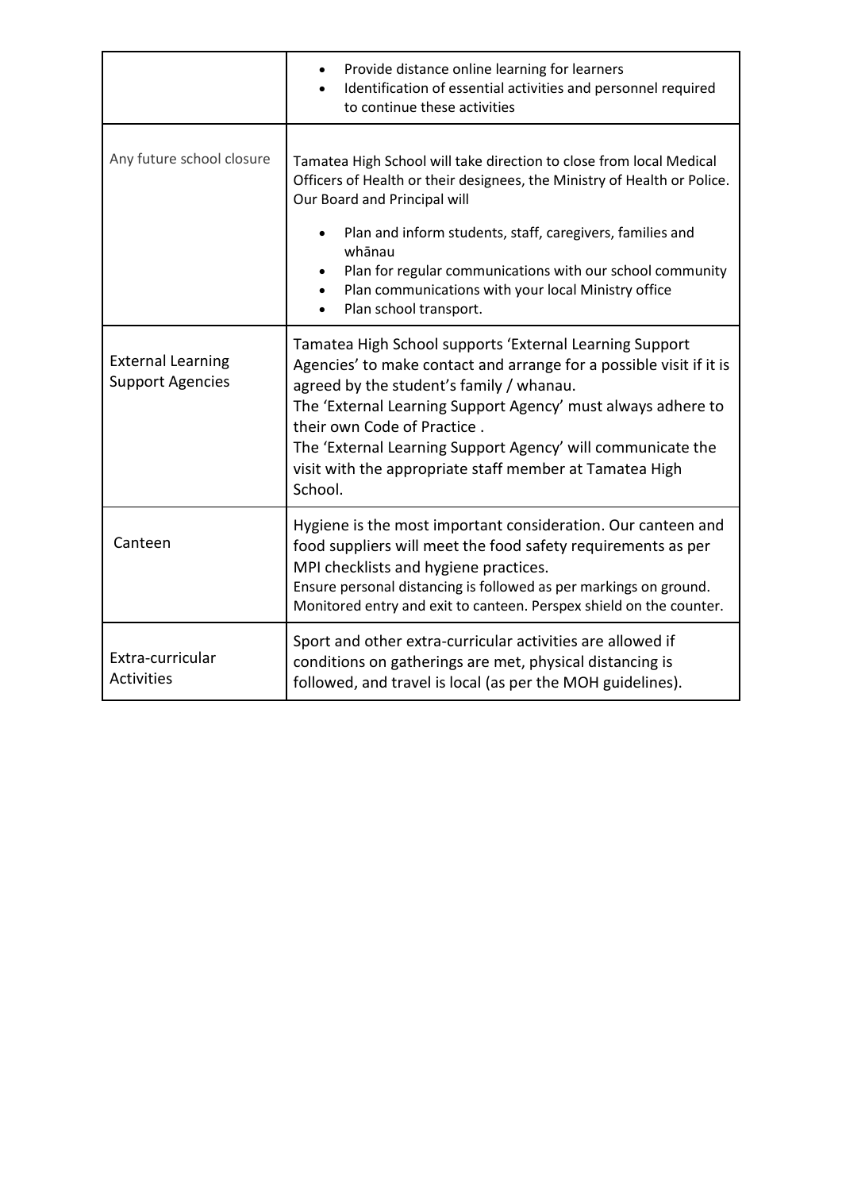| | |
|---|---|
| | • Provide distance online learning for learners<br>• Identification of essential activities and personnel required to continue these activities |
| Any future school closure | Tamatea High School will take direction to close from local Medical Officers of Health or their designees, the Ministry of Health or Police. Our Board and Principal will<br>• Plan and inform students, staff, caregivers, families and whānau<br>• Plan for regular communications with our school community<br>• Plan communications with your local Ministry office<br>• Plan school transport. |
| External Learning Support Agencies | Tamatea High School supports 'External Learning Support Agencies' to make contact and arrange for a possible visit if it is agreed by the student's family / whanau.<br>The 'External Learning Support Agency' must always adhere to their own Code of Practice .<br>The 'External Learning Support Agency' will communicate the visit with the appropriate staff member at Tamatea High School. |
| Canteen | Hygiene is the most important consideration. Our canteen and food suppliers will meet the food safety requirements as per MPI checklists and hygiene practices.<br>Ensure personal distancing is followed as per markings on ground. Monitored entry and exit to canteen. Perspex shield on the counter. |
| Extra-curricular Activities | Sport and other extra-curricular activities are allowed if conditions on gatherings are met, physical distancing is followed, and travel is local (as per the MOH guidelines). |